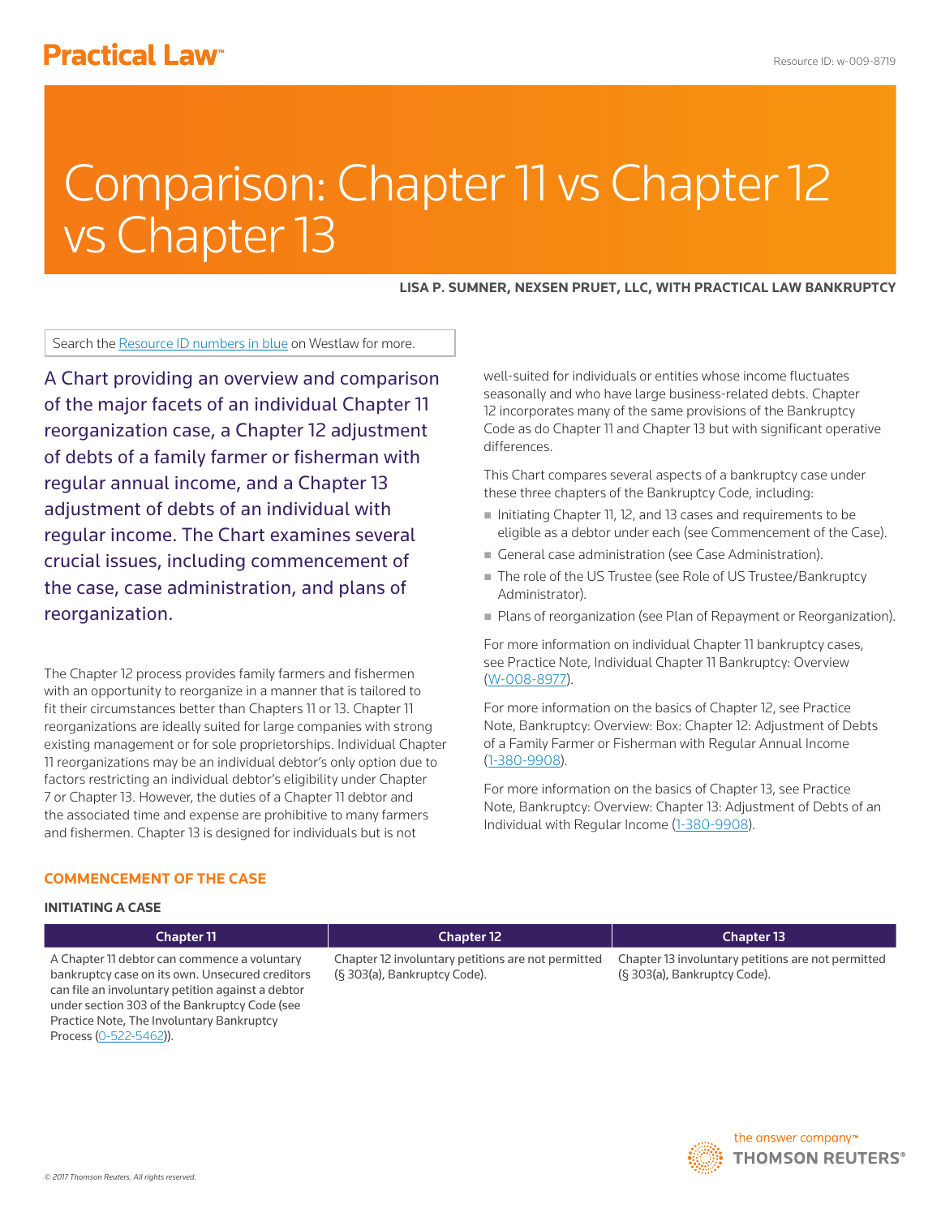Practical Law

Resource ID: w-009-8719

# Comparison: Chapter 11 vs Chapter 12 vs Chapter 13

**LISA P. SUMNER, NEXSEN PRUET, LLC, WITH PRACTICAL LAW BANKRUPTCY**

Search the Resource ID numbers in blue on Westlaw for more.

A Chart providing an overview and comparison of the major facets of an individual Chapter 11 reorganization case, a Chapter 12 adjustment of debts of a family farmer or fisherman with regular annual income, and a Chapter 13 adjustment of debts of an individual with regular income. The Chart examines several crucial issues, including commencement of the case, case administration, and plans of reorganization.

The Chapter 12 process provides family farmers and fishermen with an opportunity to reorganize in a manner that is tailored to fit their circumstances better than Chapters 11 or 13. Chapter 11 reorganizations are ideally suited for large companies with strong existing management or for sole proprietorships. Individual Chapter 11 reorganizations may be an individual debtor's only option due to factors restricting an individual debtor's eligibility under Chapter 7 or Chapter 13. However, the duties of a Chapter 11 debtor and the associated time and expense are prohibitive to many farmers and fishermen. Chapter 13 is designed for individuals but is not well-suited for individuals or entities whose income fluctuates seasonally and who have large business-related debts. Chapter 12 incorporates many of the same provisions of the Bankruptcy Code as do Chapter 11 and Chapter 13 but with significant operative differences.

This Chart compares several aspects of a bankruptcy case under these three chapters of the Bankruptcy Code, including:

- Initiating Chapter 11, 12, and 13 cases and requirements to be eligible as a debtor under each (see Commencement of the Case).
- General case administration (see Case Administration).
- The role of the US Trustee (see Role of US Trustee/Bankruptcy Administrator).
- Plans of reorganization (see Plan of Repayment or Reorganization).

For more information on individual Chapter 11 bankruptcy cases, see Practice Note, Individual Chapter 11 Bankruptcy: Overview (W-008-8977).

For more information on the basics of Chapter 12, see Practice Note, Bankruptcy: Overview: Box: Chapter 12: Adjustment of Debts of a Family Farmer or Fisherman with Regular Annual Income (1-380-9908).

For more information on the basics of Chapter 13, see Practice Note, Bankruptcy: Overview: Chapter 13: Adjustment of Debts of an Individual with Regular Income (1-380-9908).

## COMMENCEMENT OF THE CASE

### INITIATING A CASE

| Chapter 11 | Chapter 12 | Chapter 13 |
|---|---|---|
| A Chapter 11 debtor can commence a voluntary bankruptcy case on its own. Unsecured creditors can file an involuntary petition against a debtor under section 303 of the Bankruptcy Code (see Practice Note, The Involuntary Bankruptcy Process (0-522-5462)). | Chapter 12 involuntary petitions are not permitted (§ 303(a), Bankruptcy Code). | Chapter 13 involuntary petitions are not permitted (§ 303(a), Bankruptcy Code). |

© 2017 Thomson Reuters. All rights reserved.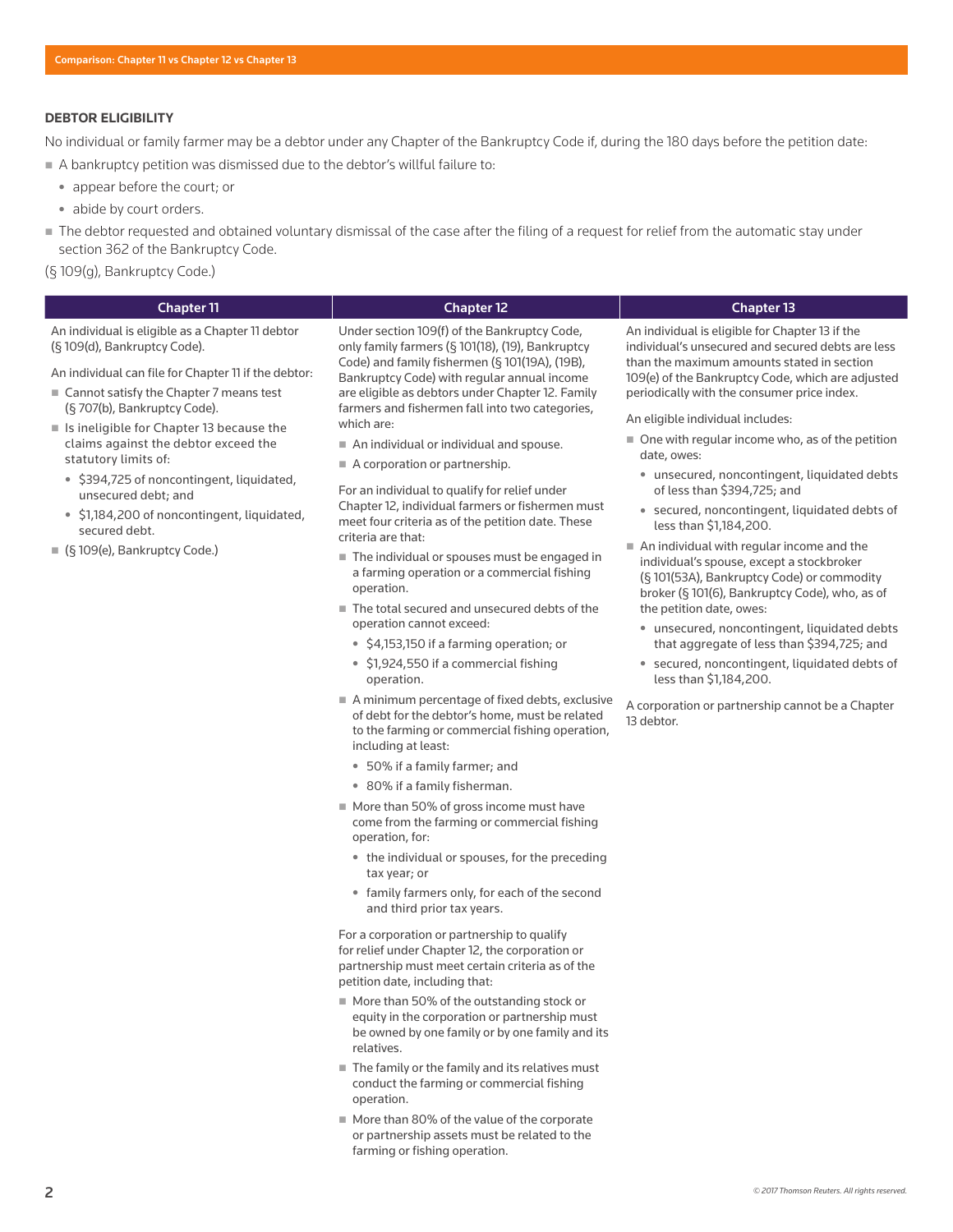## DEBTOR ELIGIBILITY

No individual or family farmer may be a debtor under any Chapter of the Bankruptcy Code if, during the 180 days before the petition date:

- A bankruptcy petition was dismissed due to the debtor's willful failure to:
  - appear before the court; or
  - abide by court orders.
- The debtor requested and obtained voluntary dismissal of the case after the filing of a request for relief from the automatic stay under section 362 of the Bankruptcy Code.

(§ 109(g), Bankruptcy Code.)

### Chapter 11

An individual is eligible as a Chapter 11 debtor (§ 109(d), Bankruptcy Code).

An individual can file for Chapter 11 if the debtor:

- Cannot satisfy the Chapter 7 means test (§ 707(b), Bankruptcy Code).
- Is ineligible for Chapter 13 because the claims against the debtor exceed the statutory limits of:
  - $394,725 of noncontingent, liquidated, unsecured debt; and
  - $1,184,200 of noncontingent, liquidated, secured debt.
- (§ 109(e), Bankruptcy Code.)

### Chapter 12

Under section 109(f) of the Bankruptcy Code, only family farmers (§ 101(18), (19), Bankruptcy Code) and family fishermen (§ 101(19A), (19B), Bankruptcy Code) with regular annual income are eligible as debtors under Chapter 12. Family farmers and fishermen fall into two categories, which are:

- An individual or individual and spouse.
- A corporation or partnership.

For an individual to qualify for relief under Chapter 12, individual farmers or fishermen must meet four criteria as of the petition date. These criteria are that:

- The individual or spouses must be engaged in a farming operation or a commercial fishing operation.
- The total secured and unsecured debts of the operation cannot exceed:
  - $4,153,150 if a farming operation; or
  - $1,924,550 if a commercial fishing operation.
- A minimum percentage of fixed debts, exclusive of debt for the debtor's home, must be related to the farming or commercial fishing operation, including at least:
  - 50% if a family farmer; and
  - 80% if a family fisherman.
- More than 50% of gross income must have come from the farming or commercial fishing operation, for:
  - the individual or spouses, for the preceding tax year; or
  - family farmers only, for each of the second and third prior tax years.

For a corporation or partnership to qualify for relief under Chapter 12, the corporation or partnership must meet certain criteria as of the petition date, including that:

- More than 50% of the outstanding stock or equity in the corporation or partnership must be owned by one family or by one family and its relatives.
- The family or the family and its relatives must conduct the farming or commercial fishing operation.
- More than 80% of the value of the corporate or partnership assets must be related to the farming or fishing operation.

### Chapter 13

An individual is eligible for Chapter 13 if the individual's unsecured and secured debts are less than the maximum amounts stated in section 109(e) of the Bankruptcy Code, which are adjusted periodically with the consumer price index.

An eligible individual includes:

- One with regular income who, as of the petition date, owes:
  - unsecured, noncontingent, liquidated debts of less than $394,725; and
  - secured, noncontingent, liquidated debts of less than $1,184,200.
- An individual with regular income and the individual's spouse, except a stockbroker (§ 101(53A), Bankruptcy Code) or commodity broker (§ 101(6), Bankruptcy Code), who, as of the petition date, owes:
  - unsecured, noncontingent, liquidated debts that aggregate of less than $394,725; and
  - secured, noncontingent, liquidated debts of less than $1,184,200.

A corporation or partnership cannot be a Chapter 13 debtor.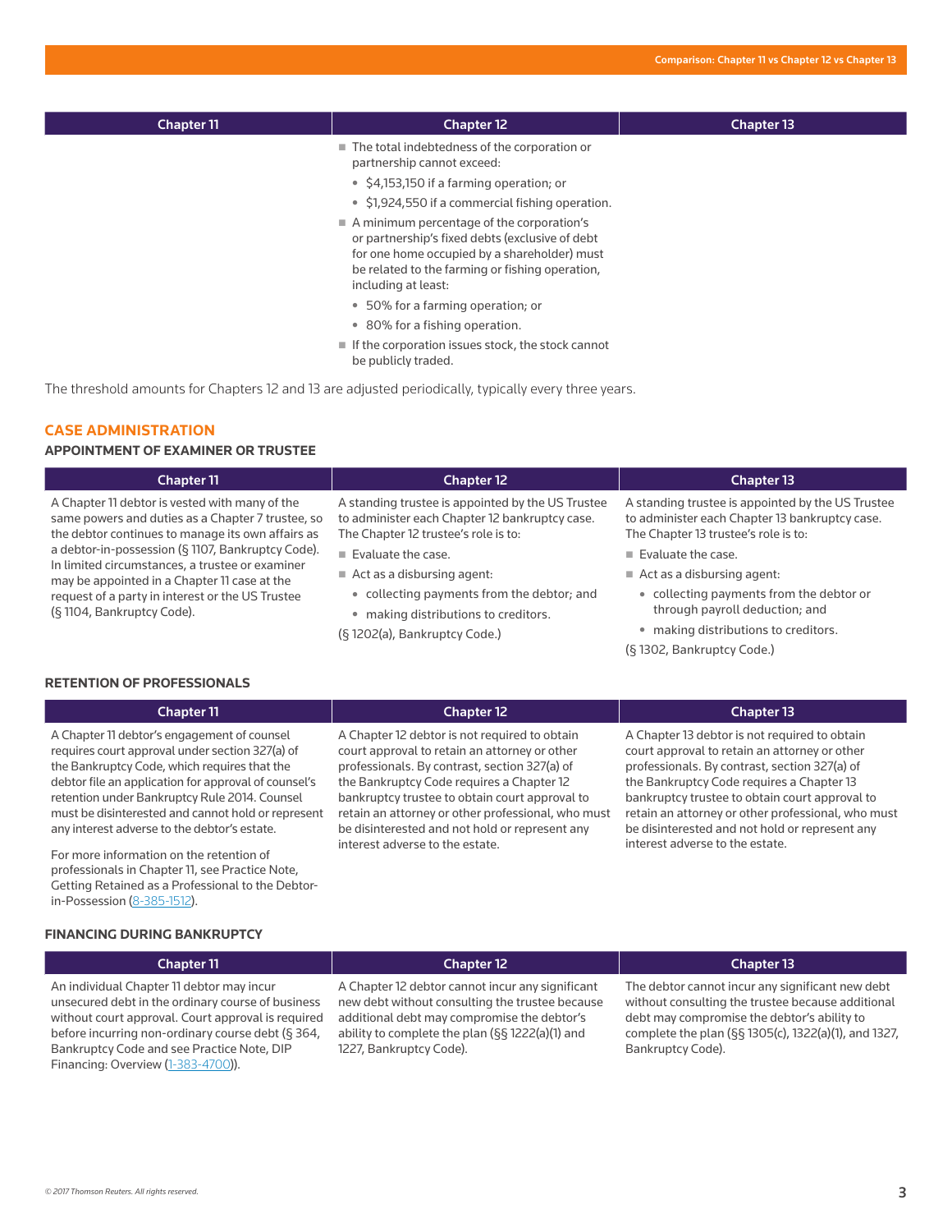| Chapter 11 | Chapter 12 | Chapter 13 |
|---|---|---|
| | ■ The total indebtedness of the corporation or partnership cannot exceed:<br>• $4,153,150 if a farming operation; or<br>• $1,924,550 if a commercial fishing operation.<br>■ A minimum percentage of the corporation's or partnership's fixed debts (exclusive of debt for one home occupied by a shareholder) must be related to the farming or fishing operation, including at least:<br>• 50% for a farming operation; or<br>• 80% for a fishing operation.<br>■ If the corporation issues stock, the stock cannot be publicly traded. | |

The threshold amounts for Chapters 12 and 13 are adjusted periodically, typically every three years.

## CASE ADMINISTRATION

### APPOINTMENT OF EXAMINER OR TRUSTEE

| Chapter 11 | Chapter 12 | Chapter 13 |
|---|---|---|
| A Chapter 11 debtor is vested with many of the same powers and duties as a Chapter 7 trustee, so the debtor continues to manage its own affairs as a debtor-in-possession (§ 1107, Bankruptcy Code). In limited circumstances, a trustee or examiner may be appointed in a Chapter 11 case at the request of a party in interest or the US Trustee (§ 1104, Bankruptcy Code). | A standing trustee is appointed by the US Trustee to administer each Chapter 12 bankruptcy case. The Chapter 12 trustee's role is to:<br>■ Evaluate the case.<br>■ Act as a disbursing agent:<br>• collecting payments from the debtor; and<br>• making distributions to creditors.<br>(§ 1202(a), Bankruptcy Code.) | A standing trustee is appointed by the US Trustee to administer each Chapter 13 bankruptcy case. The Chapter 13 trustee's role is to:<br>■ Evaluate the case.<br>■ Act as a disbursing agent:<br>• collecting payments from the debtor or through payroll deduction; and<br>• making distributions to creditors.<br>(§ 1302, Bankruptcy Code.) |

### RETENTION OF PROFESSIONALS

| Chapter 11 | Chapter 12 | Chapter 13 |
|---|---|---|
| A Chapter 11 debtor's engagement of counsel requires court approval under section 327(a) of the Bankruptcy Code, which requires that the debtor file an application for approval of counsel's retention under Bankruptcy Rule 2014. Counsel must be disinterested and cannot hold or represent any interest adverse to the debtor's estate.<br><br>For more information on the retention of professionals in Chapter 11, see Practice Note, Getting Retained as a Professional to the Debtor-in-Possession (8-385-1512). | A Chapter 12 debtor is not required to obtain court approval to retain an attorney or other professionals. By contrast, section 327(a) of the Bankruptcy Code requires a Chapter 12 bankruptcy trustee to obtain court approval to retain an attorney or other professional, who must be disinterested and not hold or represent any interest adverse to the estate. | A Chapter 13 debtor is not required to obtain court approval to retain an attorney or other professionals. By contrast, section 327(a) of the Bankruptcy Code requires a Chapter 13 bankruptcy trustee to obtain court approval to retain an attorney or other professional, who must be disinterested and not hold or represent any interest adverse to the estate. |

### FINANCING DURING BANKRUPTCY

| Chapter 11 | Chapter 12 | Chapter 13 |
|---|---|---|
| An individual Chapter 11 debtor may incur unsecured debt in the ordinary course of business without court approval. Court approval is required before incurring non-ordinary course debt (§ 364, Bankruptcy Code and see Practice Note, DIP Financing: Overview (1-383-4700)). | A Chapter 12 debtor cannot incur any significant new debt without consulting the trustee because additional debt may compromise the debtor's ability to complete the plan (§§ 1222(a)(1) and 1227, Bankruptcy Code). | The debtor cannot incur any significant new debt without consulting the trustee because additional debt may compromise the debtor's ability to complete the plan (§§ 1305(c), 1322(a)(1), and 1327, Bankruptcy Code). |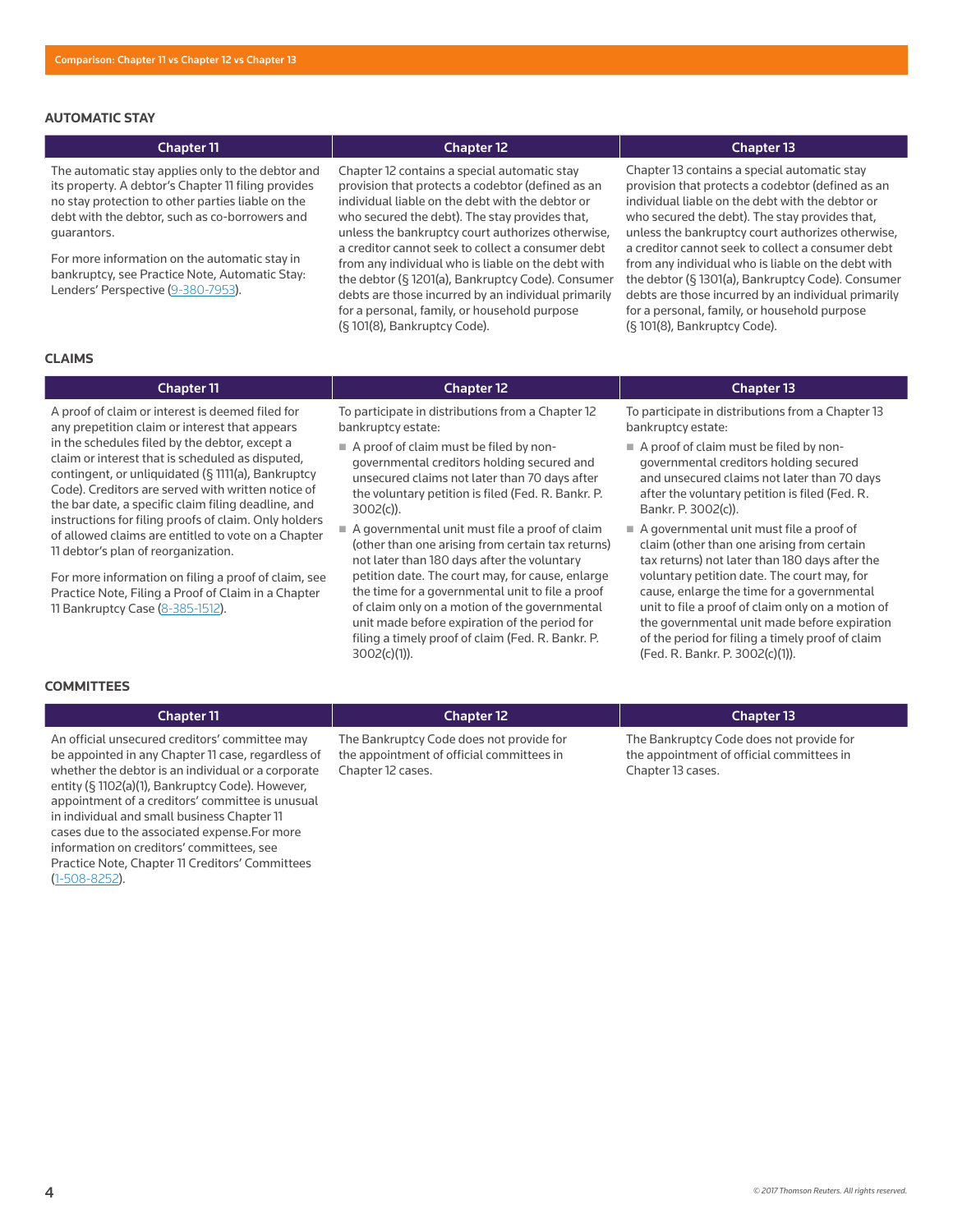## AUTOMATIC STAY

| Chapter 11 | Chapter 12 | Chapter 13 |
|---|---|---|
| The automatic stay applies only to the debtor and its property. A debtor's Chapter 11 filing provides no stay protection to other parties liable on the debt with the debtor, such as co-borrowers and guarantors.<br><br>For more information on the automatic stay in bankruptcy, see Practice Note, Automatic Stay: Lenders' Perspective (9-380-7953). | Chapter 12 contains a special automatic stay provision that protects a codebtor (defined as an individual liable on the debt with the debtor or who secured the debt). The stay provides that, unless the bankruptcy court authorizes otherwise, a creditor cannot seek to collect a consumer debt from any individual who is liable on the debt with the debtor (§ 1201(a), Bankruptcy Code). Consumer debts are those incurred by an individual primarily for a personal, family, or household purpose (§ 101(8), Bankruptcy Code). | Chapter 13 contains a special automatic stay provision that protects a codebtor (defined as an individual liable on the debt with the debtor or who secured the debt). The stay provides that, unless the bankruptcy court authorizes otherwise, a creditor cannot seek to collect a consumer debt from any individual who is liable on the debt with the debtor (§ 1301(a), Bankruptcy Code). Consumer debts are those incurred by an individual primarily for a personal, family, or household purpose (§ 101(8), Bankruptcy Code). |

## CLAIMS

| Chapter 11 | Chapter 12 | Chapter 13 |
|---|---|---|
| A proof of claim or interest is deemed filed for any prepetition claim or interest that appears in the schedules filed by the debtor, except a claim or interest that is scheduled as disputed, contingent, or unliquidated (§ 1111(a), Bankruptcy Code). Creditors are served with written notice of the bar date, a specific claim filing deadline, and instructions for filing proofs of claim. Only holders of allowed claims are entitled to vote on a Chapter 11 debtor's plan of reorganization.<br><br>For more information on filing a proof of claim, see Practice Note, Filing a Proof of Claim in a Chapter 11 Bankruptcy Case (8-385-1512). | To participate in distributions from a Chapter 12 bankruptcy estate:<br>- A proof of claim must be filed by non-governmental creditors holding secured and unsecured claims not later than 70 days after the voluntary petition is filed (Fed. R. Bankr. P. 3002(c)).<br>- A governmental unit must file a proof of claim (other than one arising from certain tax returns) not later than 180 days after the voluntary petition date. The court may, for cause, enlarge the time for a governmental unit to file a proof of claim only on a motion of the governmental unit made before expiration of the period for filing a timely proof of claim (Fed. R. Bankr. P. 3002(c)(1)). | To participate in distributions from a Chapter 13 bankruptcy estate:<br>- A proof of claim must be filed by non-governmental creditors holding secured and unsecured claims not later than 70 days after the voluntary petition is filed (Fed. R. Bankr. P. 3002(c)).<br>- A governmental unit must file a proof of claim (other than one arising from certain tax returns) not later than 180 days after the voluntary petition date. The court may, for cause, enlarge the time for a governmental unit to file a proof of claim only on a motion of the governmental unit made before expiration of the period for filing a timely proof of claim (Fed. R. Bankr. P. 3002(c)(1)). |

## COMMITTEES

| Chapter 11 | Chapter 12 | Chapter 13 |
|---|---|---|
| An official unsecured creditors' committee may be appointed in any Chapter 11 case, regardless of whether the debtor is an individual or a corporate entity (§ 1102(a)(1), Bankruptcy Code). However, appointment of a creditors' committee is unusual in individual and small business Chapter 11 cases due to the associated expense.For more information on creditors' committees, see Practice Note, Chapter 11 Creditors' Committees (1-508-8252). | The Bankruptcy Code does not provide for the appointment of official committees in Chapter 12 cases. | The Bankruptcy Code does not provide for the appointment of official committees in Chapter 13 cases. |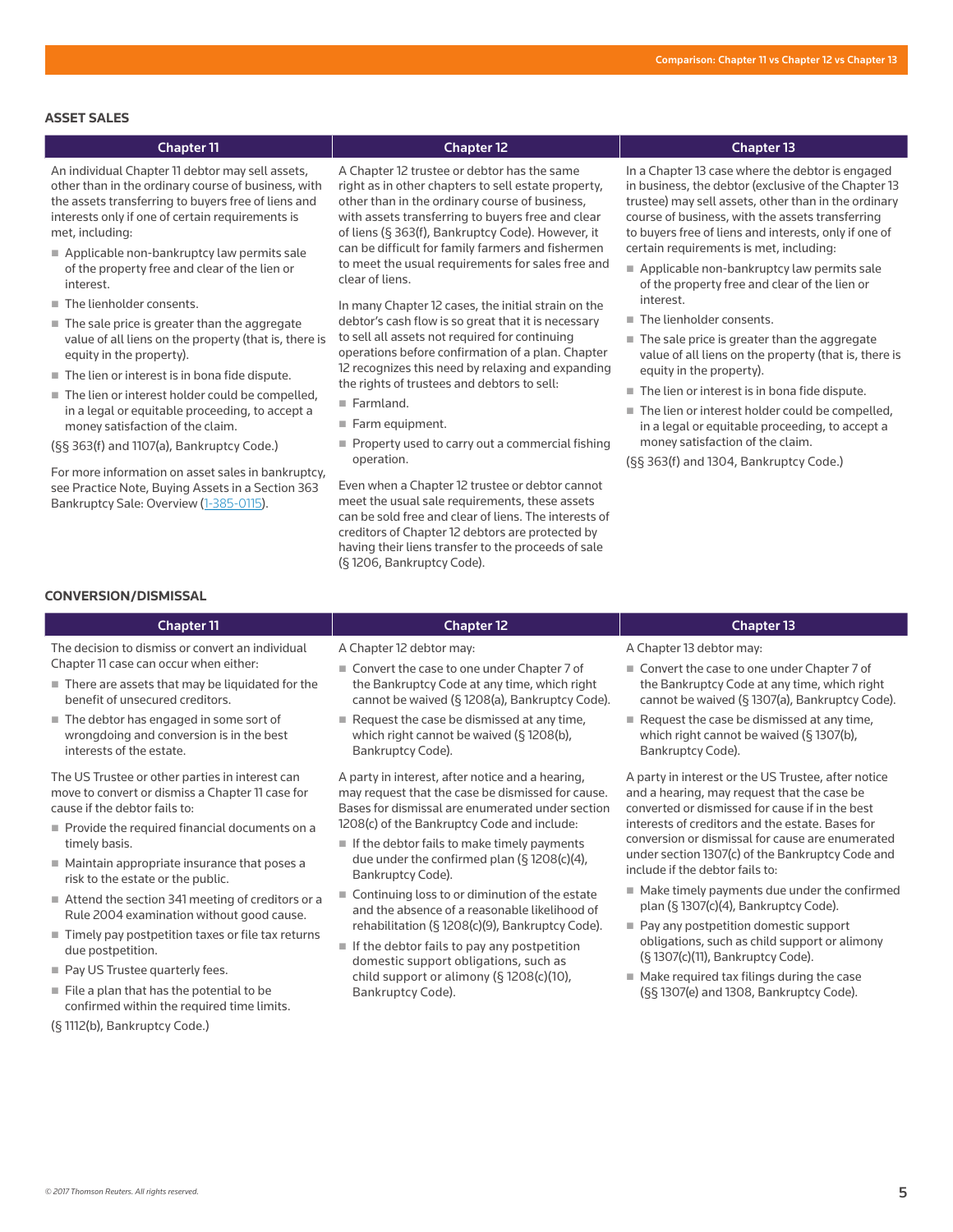## ASSET SALES

### Chapter 11

An individual Chapter 11 debtor may sell assets, other than in the ordinary course of business, with the assets transferring to buyers free of liens and interests only if one of certain requirements is met, including:

- Applicable non-bankruptcy law permits sale of the property free and clear of the lien or interest.
- The lienholder consents.
- The sale price is greater than the aggregate value of all liens on the property (that is, there is equity in the property).
- The lien or interest is in bona fide dispute.
- The lien or interest holder could be compelled, in a legal or equitable proceeding, to accept a money satisfaction of the claim.

(§§ 363(f) and 1107(a), Bankruptcy Code.)

For more information on asset sales in bankruptcy, see Practice Note, Buying Assets in a Section 363 Bankruptcy Sale: Overview (1-385-0115).

### Chapter 12

A Chapter 12 trustee or debtor has the same right as in other chapters to sell estate property, other than in the ordinary course of business, with assets transferring to buyers free and clear of liens (§ 363(f), Bankruptcy Code). However, it can be difficult for family farmers and fishermen to meet the usual requirements for sales free and clear of liens.

In many Chapter 12 cases, the initial strain on the debtor's cash flow is so great that it is necessary to sell all assets not required for continuing operations before confirmation of a plan. Chapter 12 recognizes this need by relaxing and expanding the rights of trustees and debtors to sell:

- Farmland.
- Farm equipment.
- Property used to carry out a commercial fishing operation.

Even when a Chapter 12 trustee or debtor cannot meet the usual sale requirements, these assets can be sold free and clear of liens. The interests of creditors of Chapter 12 debtors are protected by having their liens transfer to the proceeds of sale (§ 1206, Bankruptcy Code).

### Chapter 13

In a Chapter 13 case where the debtor is engaged in business, the debtor (exclusive of the Chapter 13 trustee) may sell assets, other than in the ordinary course of business, with the assets transferring to buyers free of liens and interests, only if one of certain requirements is met, including:

- Applicable non-bankruptcy law permits sale of the property free and clear of the lien or interest.
- The lienholder consents.
- The sale price is greater than the aggregate value of all liens on the property (that is, there is equity in the property).
- The lien or interest is in bona fide dispute.
- The lien or interest holder could be compelled, in a legal or equitable proceeding, to accept a money satisfaction of the claim.

(§§ 363(f) and 1304, Bankruptcy Code.)

## CONVERSION/DISMISSAL

### Chapter 11

The decision to dismiss or convert an individual Chapter 11 case can occur when either:

- There are assets that may be liquidated for the benefit of unsecured creditors.
- The debtor has engaged in some sort of wrongdoing and conversion is in the best interests of the estate.

The US Trustee or other parties in interest can move to convert or dismiss a Chapter 11 case for cause if the debtor fails to:

- Provide the required financial documents on a timely basis.
- Maintain appropriate insurance that poses a risk to the estate or the public.
- Attend the section 341 meeting of creditors or a Rule 2004 examination without good cause.
- Timely pay postpetition taxes or file tax returns due postpetition.
- Pay US Trustee quarterly fees.
- File a plan that has the potential to be confirmed within the required time limits.

(§ 1112(b), Bankruptcy Code.)

### Chapter 12

A Chapter 12 debtor may:

- Convert the case to one under Chapter 7 of the Bankruptcy Code at any time, which right cannot be waived (§ 1208(a), Bankruptcy Code).
- Request the case be dismissed at any time, which right cannot be waived (§ 1208(b), Bankruptcy Code).

A party in interest, after notice and a hearing, may request that the case be dismissed for cause. Bases for dismissal are enumerated under section 1208(c) of the Bankruptcy Code and include:

- If the debtor fails to make timely payments due under the confirmed plan (§ 1208(c)(4), Bankruptcy Code).
- Continuing loss to or diminution of the estate and the absence of a reasonable likelihood of rehabilitation (§ 1208(c)(9), Bankruptcy Code).
- If the debtor fails to pay any postpetition domestic support obligations, such as child support or alimony (§ 1208(c)(10), Bankruptcy Code).

### Chapter 13

A Chapter 13 debtor may:

- Convert the case to one under Chapter 7 of the Bankruptcy Code at any time, which right cannot be waived (§ 1307(a), Bankruptcy Code).
- Request the case be dismissed at any time, which right cannot be waived (§ 1307(b), Bankruptcy Code).

A party in interest or the US Trustee, after notice and a hearing, may request that the case be converted or dismissed for cause if in the best interests of creditors and the estate. Bases for conversion or dismissal for cause are enumerated under section 1307(c) of the Bankruptcy Code and include if the debtor fails to:

- Make timely payments due under the confirmed plan (§ 1307(c)(4), Bankruptcy Code).
- Pay any postpetition domestic support obligations, such as child support or alimony (§ 1307(c)(11), Bankruptcy Code).
- Make required tax filings during the case (§§ 1307(e) and 1308, Bankruptcy Code).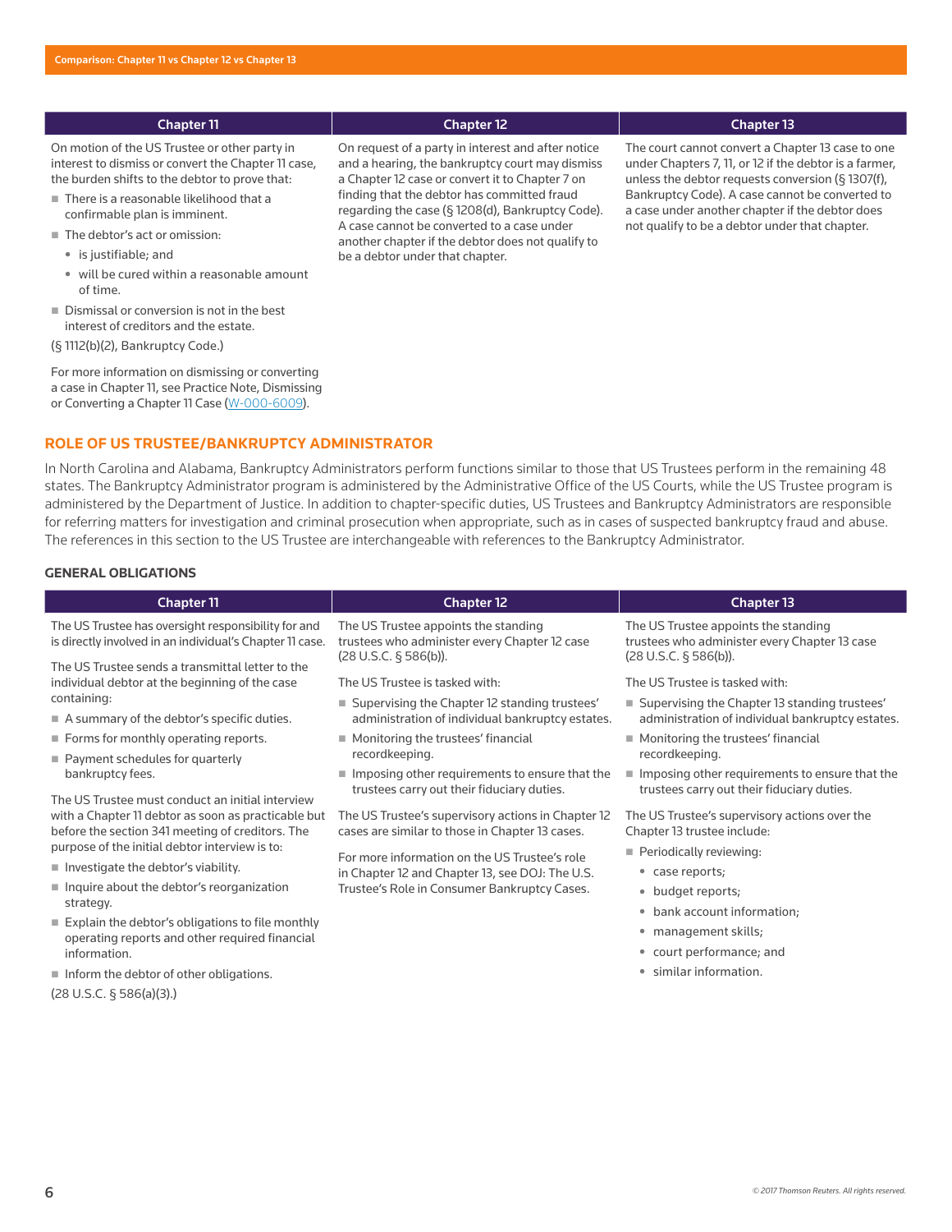| Chapter 11 | Chapter 12 | Chapter 13 |
|---|---|---|
| On motion of the US Trustee or other party in interest to dismiss or convert the Chapter 11 case, the burden shifts to the debtor to prove that:<br>■ There is a reasonable likelihood that a confirmable plan is imminent.<br>■ The debtor's act or omission:<br>• is justifiable; and<br>• will be cured within a reasonable amount of time.<br>■ Dismissal or conversion is not in the best interest of creditors and the estate.<br>(§ 1112(b)(2), Bankruptcy Code.)<br><br>For more information on dismissing or converting a case in Chapter 11, see Practice Note, Dismissing or Converting a Chapter 11 Case (W-000-6009). | On request of a party in interest and after notice and a hearing, the bankruptcy court may dismiss a Chapter 12 case or convert it to Chapter 7 on finding that the debtor has committed fraud regarding the case (§ 1208(d), Bankruptcy Code). A case cannot be converted to a case under another chapter if the debtor does not qualify to be a debtor under that chapter. | The court cannot convert a Chapter 13 case to one under Chapters 7, 11, or 12 if the debtor is a farmer, unless the debtor requests conversion (§ 1307(f), Bankruptcy Code). A case cannot be converted to a case under another chapter if the debtor does not qualify to be a debtor under that chapter. |

## ROLE OF US TRUSTEE/BANKRUPTCY ADMINISTRATOR

In North Carolina and Alabama, Bankruptcy Administrators perform functions similar to those that US Trustees perform in the remaining 48 states. The Bankruptcy Administrator program is administered by the Administrative Office of the US Courts, while the US Trustee program is administered by the Department of Justice. In addition to chapter-specific duties, US Trustees and Bankruptcy Administrators are responsible for referring matters for investigation and criminal prosecution when appropriate, such as in cases of suspected bankruptcy fraud and abuse. The references in this section to the US Trustee are interchangeable with references to the Bankruptcy Administrator.

### GENERAL OBLIGATIONS

| Chapter 11 | Chapter 12 | Chapter 13 |
|---|---|---|
| The US Trustee has oversight responsibility for and is directly involved in an individual's Chapter 11 case.<br><br>The US Trustee sends a transmittal letter to the individual debtor at the beginning of the case containing:<br>■ A summary of the debtor's specific duties.<br>■ Forms for monthly operating reports.<br>■ Payment schedules for quarterly bankruptcy fees.<br><br>The US Trustee must conduct an initial interview with a Chapter 11 debtor as soon as practicable but before the section 341 meeting of creditors. The purpose of the initial debtor interview is to:<br>■ Investigate the debtor's viability.<br>■ Inquire about the debtor's reorganization strategy.<br>■ Explain the debtor's obligations to file monthly operating reports and other required financial information.<br>■ Inform the debtor of other obligations.<br>(28 U.S.C. § 586(a)(3).) | The US Trustee appoints the standing trustees who administer every Chapter 12 case (28 U.S.C. § 586(b)).<br><br>The US Trustee is tasked with:<br>■ Supervising the Chapter 12 standing trustees' administration of individual bankruptcy estates.<br>■ Monitoring the trustees' financial recordkeeping.<br>■ Imposing other requirements to ensure that the trustees carry out their fiduciary duties.<br><br>The US Trustee's supervisory actions in Chapter 12 cases are similar to those in Chapter 13 cases.<br><br>For more information on the US Trustee's role in Chapter 12 and Chapter 13, see DOJ: The U.S. Trustee's Role in Consumer Bankruptcy Cases. | The US Trustee appoints the standing trustees who administer every Chapter 13 case (28 U.S.C. § 586(b)).<br><br>The US Trustee is tasked with:<br>■ Supervising the Chapter 13 standing trustees' administration of individual bankruptcy estates.<br>■ Monitoring the trustees' financial recordkeeping.<br>■ Imposing other requirements to ensure that the trustees carry out their fiduciary duties.<br><br>The US Trustee's supervisory actions over the Chapter 13 trustee include:<br>■ Periodically reviewing:<br>• case reports;<br>• budget reports;<br>• bank account information;<br>• management skills;<br>• court performance; and<br>• similar information. |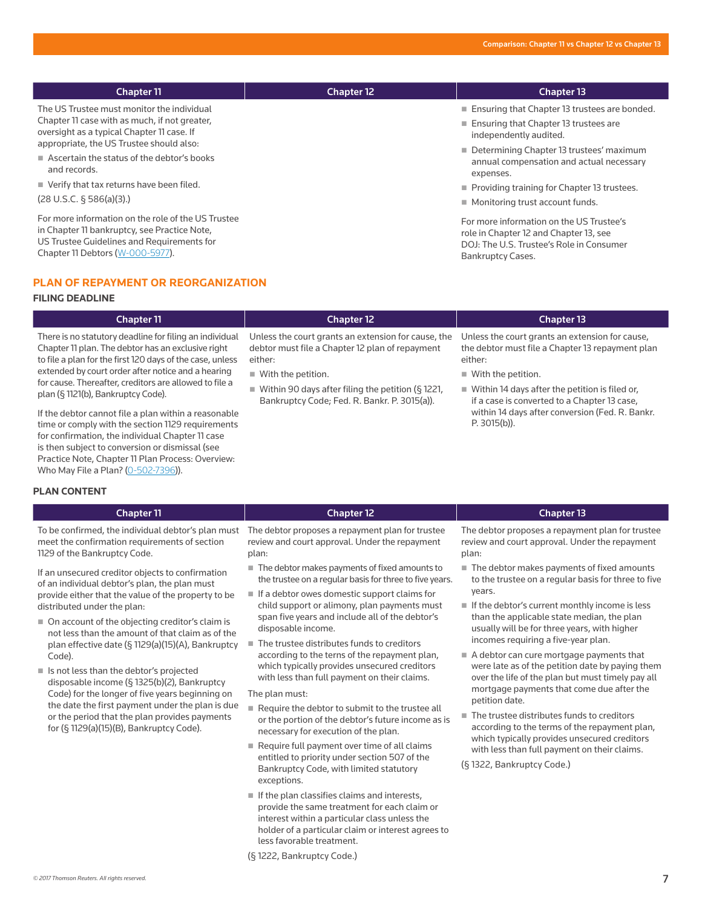| Chapter 11 | Chapter 12 | Chapter 13 |
|---|---|---|
| The US Trustee must monitor the individual Chapter 11 case with as much, if not greater, oversight as a typical Chapter 11 case. If appropriate, the US Trustee should also:<br>■ Ascertain the status of the debtor's books and records.<br>■ Verify that tax returns have been filed.<br>(28 U.S.C. § 586(a)(3).)<br><br>For more information on the role of the US Trustee in Chapter 11 bankruptcy, see Practice Note, US Trustee Guidelines and Requirements for Chapter 11 Debtors (W-000-5977). | | ■ Ensuring that Chapter 13 trustees are bonded.<br>■ Ensuring that Chapter 13 trustees are independently audited.<br>■ Determining Chapter 13 trustees' maximum annual compensation and actual necessary expenses.<br>■ Providing training for Chapter 13 trustees.<br>■ Monitoring trust account funds.<br><br>For more information on the US Trustee's role in Chapter 12 and Chapter 13, see DOJ: The U.S. Trustee's Role in Consumer Bankruptcy Cases. |

## PLAN OF REPAYMENT OR REORGANIZATION

### FILING DEADLINE

| Chapter 11 | Chapter 12 | Chapter 13 |
|---|---|---|
| There is no statutory deadline for filing an individual Chapter 11 plan. The debtor has an exclusive right to file a plan for the first 120 days of the case, unless extended by court order after notice and a hearing for cause. Thereafter, creditors are allowed to file a plan (§ 1121(b), Bankruptcy Code).<br><br>If the debtor cannot file a plan within a reasonable time or comply with the section 1129 requirements for confirmation, the individual Chapter 11 case is then subject to conversion or dismissal (see Practice Note, Chapter 11 Plan Process: Overview: Who May File a Plan? (0-502-7396)). | Unless the court grants an extension for cause, the debtor must file a Chapter 12 plan of repayment either:<br>■ With the petition.<br>■ Within 90 days after filing the petition (§ 1221, Bankruptcy Code; Fed. R. Bankr. P. 3015(a)). | Unless the court grants an extension for cause, the debtor must file a Chapter 13 repayment plan either:<br>■ With the petition.<br>■ Within 14 days after the petition is filed or, if a case is converted to a Chapter 13 case, within 14 days after conversion (Fed. R. Bankr. P. 3015(b)). |

### PLAN CONTENT

| Chapter 11 | Chapter 12 | Chapter 13 |
|---|---|---|
| To be confirmed, the individual debtor's plan must meet the confirmation requirements of section 1129 of the Bankruptcy Code.<br><br>If an unsecured creditor objects to confirmation of an individual debtor's plan, the plan must provide either that the value of the property to be distributed under the plan:<br>■ On account of the objecting creditor's claim is not less than the amount of that claim as of the plan effective date (§ 1129(a)(15)(A), Bankruptcy Code).<br>■ Is not less than the debtor's projected disposable income (§ 1325(b)(2), Bankruptcy Code) for the longer of five years beginning on the date the first payment under the plan is due or the period that the plan provides payments for (§ 1129(a)(15)(B), Bankruptcy Code). | The debtor proposes a repayment plan for trustee review and court approval. Under the repayment plan:<br>■ The debtor makes payments of fixed amounts to the trustee on a regular basis for three to five years.<br>■ If a debtor owes domestic support claims for child support or alimony, plan payments must span five years and include all of the debtor's disposable income.<br>■ The trustee distributes funds to creditors according to the terns of the repayment plan, which typically provides unsecured creditors with less than full payment on their claims.<br><br>The plan must:<br>■ Require the debtor to submit to the trustee all or the portion of the debtor's future income as is necessary for execution of the plan.<br>■ Require full payment over time of all claims entitled to priority under section 507 of the Bankruptcy Code, with limited statutory exceptions.<br>■ If the plan classifies claims and interests, provide the same treatment for each claim or interest within a particular class unless the holder of a particular claim or interest agrees to less favorable treatment.<br><br>(§ 1222, Bankruptcy Code.) | The debtor proposes a repayment plan for trustee review and court approval. Under the repayment plan:<br>■ The debtor makes payments of fixed amounts to the trustee on a regular basis for three to five years.<br>■ If the debtor's current monthly income is less than the applicable state median, the plan usually will be for three years, with higher incomes requiring a five-year plan.<br>■ A debtor can cure mortgage payments that were late as of the petition date by paying them over the life of the plan but must timely pay all mortgage payments that come due after the petition date.<br>■ The trustee distributes funds to creditors according to the terms of the repayment plan, which typically provides unsecured creditors with less than full payment on their claims.<br><br>(§ 1322, Bankruptcy Code.) |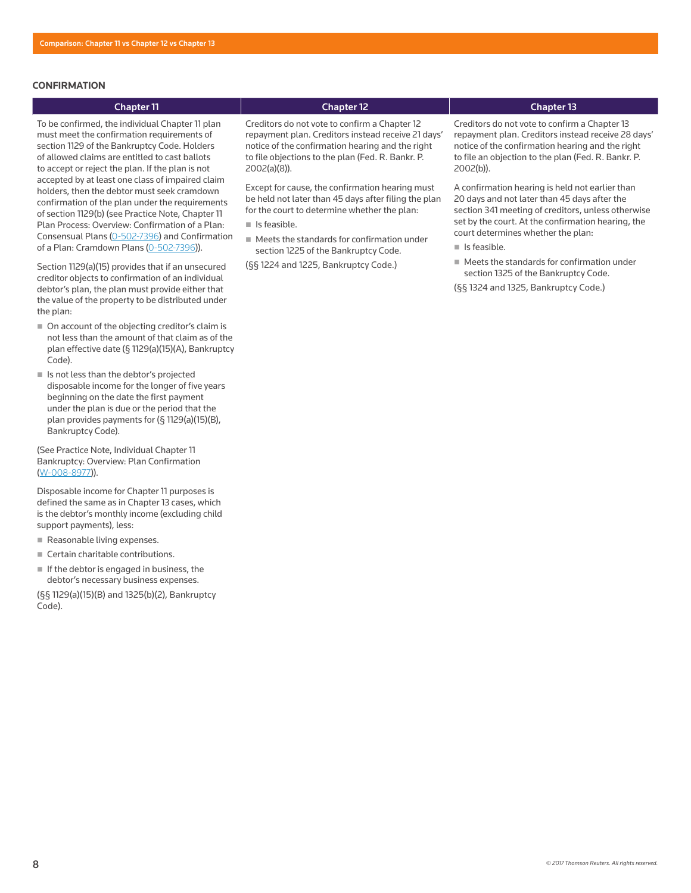## CONFIRMATION

| Chapter 11 | Chapter 12 | Chapter 13 |
|---|---|---|
| To be confirmed, the individual Chapter 11 plan must meet the confirmation requirements of section 1129 of the Bankruptcy Code. Holders of allowed claims are entitled to cast ballots to accept or reject the plan. If the plan is not accepted by at least one class of impaired claim holders, then the debtor must seek cramdown confirmation of the plan under the requirements of section 1129(b) (see Practice Note, Chapter 11 Plan Process: Overview: Confirmation of a Plan: Consensual Plans (0-502-7396) and Confirmation of a Plan: Cramdown Plans (0-502-7396)).<br><br>Section 1129(a)(15) provides that if an unsecured creditor objects to confirmation of an individual debtor's plan, the plan must provide either that the value of the property to be distributed under the plan:<br>■ On account of the objecting creditor's claim is not less than the amount of that claim as of the plan effective date (§ 1129(a)(15)(A), Bankruptcy Code).<br>■ Is not less than the debtor's projected disposable income for the longer of five years beginning on the date the first payment under the plan is due or the period that the plan provides payments for (§ 1129(a)(15)(B), Bankruptcy Code).<br><br>(See Practice Note, Individual Chapter 11 Bankruptcy: Overview: Plan Confirmation (W-008-8977)).<br><br>Disposable income for Chapter 11 purposes is defined the same as in Chapter 13 cases, which is the debtor's monthly income (excluding child support payments), less:<br>■ Reasonable living expenses.<br>■ Certain charitable contributions.<br>■ If the debtor is engaged in business, the debtor's necessary business expenses.<br><br>(§§ 1129(a)(15)(B) and 1325(b)(2), Bankruptcy Code). | Creditors do not vote to confirm a Chapter 12 repayment plan. Creditors instead receive 21 days' notice of the confirmation hearing and the right to file objections to the plan (Fed. R. Bankr. P. 2002(a)(8)).<br><br>Except for cause, the confirmation hearing must be held not later than 45 days after filing the plan for the court to determine whether the plan:<br>■ Is feasible.<br>■ Meets the standards for confirmation under section 1225 of the Bankruptcy Code.<br><br>(§§ 1224 and 1225, Bankruptcy Code.) | Creditors do not vote to confirm a Chapter 13 repayment plan. Creditors instead receive 28 days' notice of the confirmation hearing and the right to file an objection to the plan (Fed. R. Bankr. P. 2002(b)).<br><br>A confirmation hearing is held not earlier than 20 days and not later than 45 days after the section 341 meeting of creditors, unless otherwise set by the court. At the confirmation hearing, the court determines whether the plan:<br>■ Is feasible.<br>■ Meets the standards for confirmation under section 1325 of the Bankruptcy Code.<br><br>(§§ 1324 and 1325, Bankruptcy Code.) |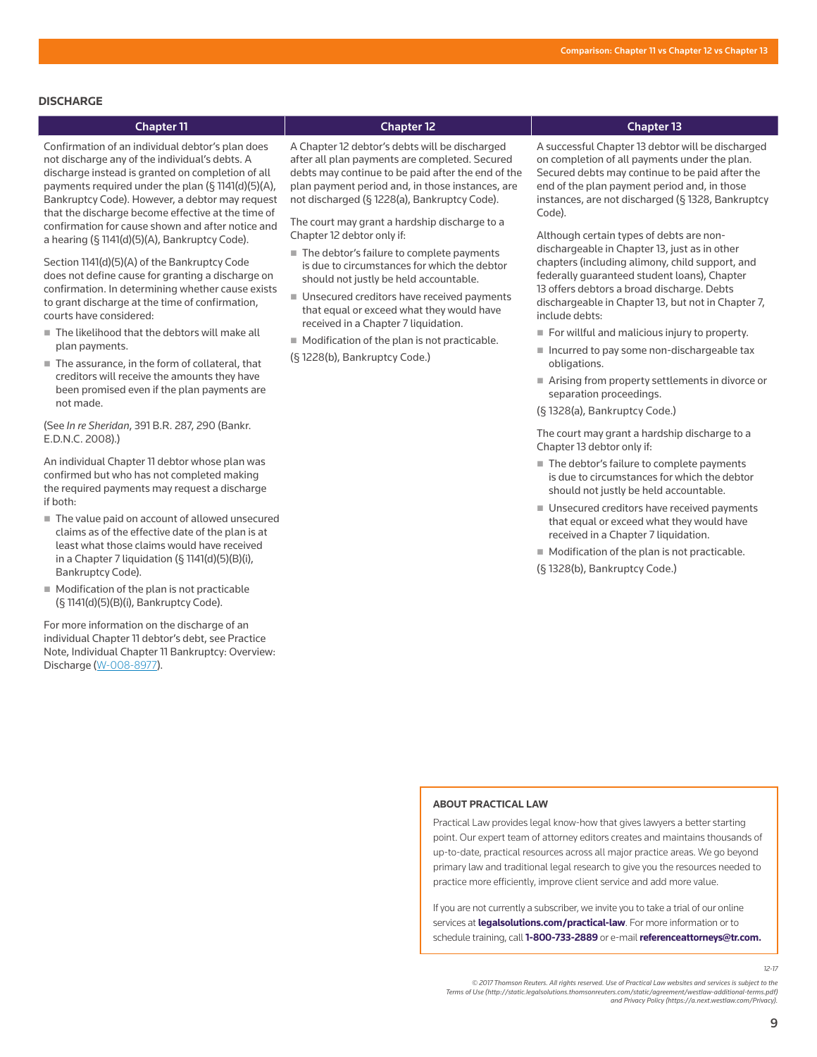## DISCHARGE

### Chapter 11

Confirmation of an individual debtor's plan does not discharge any of the individual's debts. A discharge instead is granted on completion of all payments required under the plan (§ 1141(d)(5)(A), Bankruptcy Code). However, a debtor may request that the discharge become effective at the time of confirmation for cause shown and after notice and a hearing (§ 1141(d)(5)(A), Bankruptcy Code).

Section 1141(d)(5)(A) of the Bankruptcy Code does not define cause for granting a discharge on confirmation. In determining whether cause exists to grant discharge at the time of confirmation, courts have considered:

- The likelihood that the debtors will make all plan payments.
- The assurance, in the form of collateral, that creditors will receive the amounts they have been promised even if the plan payments are not made.

(See *In re Sheridan*, 391 B.R. 287, 290 (Bankr. E.D.N.C. 2008).)

An individual Chapter 11 debtor whose plan was confirmed but who has not completed making the required payments may request a discharge if both:

- The value paid on account of allowed unsecured claims as of the effective date of the plan is at least what those claims would have received in a Chapter 7 liquidation (§ 1141(d)(5)(B)(i), Bankruptcy Code).
- Modification of the plan is not practicable (§ 1141(d)(5)(B)(i), Bankruptcy Code).

For more information on the discharge of an individual Chapter 11 debtor's debt, see Practice Note, Individual Chapter 11 Bankruptcy: Overview: Discharge (W-008-8977).

### Chapter 12

A Chapter 12 debtor's debts will be discharged after all plan payments are completed. Secured debts may continue to be paid after the end of the plan payment period and, in those instances, are not discharged (§ 1228(a), Bankruptcy Code).

The court may grant a hardship discharge to a Chapter 12 debtor only if:

- The debtor's failure to complete payments is due to circumstances for which the debtor should not justly be held accountable.
- Unsecured creditors have received payments that equal or exceed what they would have received in a Chapter 7 liquidation.
- Modification of the plan is not practicable.

(§ 1228(b), Bankruptcy Code.)

### Chapter 13

A successful Chapter 13 debtor will be discharged on completion of all payments under the plan. Secured debts may continue to be paid after the end of the plan payment period and, in those instances, are not discharged (§ 1328, Bankruptcy Code).

Although certain types of debts are non-dischargeable in Chapter 13, just as in other chapters (including alimony, child support, and federally guaranteed student loans), Chapter 13 offers debtors a broad discharge. Debts dischargeable in Chapter 13, but not in Chapter 7, include debts:

- For willful and malicious injury to property.
- Incurred to pay some non-dischargeable tax obligations.
- Arising from property settlements in divorce or separation proceedings.

(§ 1328(a), Bankruptcy Code.)

The court may grant a hardship discharge to a Chapter 13 debtor only if:

- The debtor's failure to complete payments is due to circumstances for which the debtor should not justly be held accountable.
- Unsecured creditors have received payments that equal or exceed what they would have received in a Chapter 7 liquidation.
- Modification of the plan is not practicable.

(§ 1328(b), Bankruptcy Code.)

---

**ABOUT PRACTICAL LAW**

Practical Law provides legal know-how that gives lawyers a better starting point. Our expert team of attorney editors creates and maintains thousands of up-to-date, practical resources across all major practice areas. We go beyond primary law and traditional legal research to give you the resources needed to practice more efficiently, improve client service and add more value.

If you are not currently a subscriber, we invite you to take a trial of our online services at **legalsolutions.com/practical-law**. For more information or to schedule training, call **1-800-733-2889** or e-mail **referenceattorneys@tr.com.**

12-17

*© 2017 Thomson Reuters. All rights reserved. Use of Practical Law websites and services is subject to the Terms of Use (http://static.legalsolutions.thomsonreuters.com/static/agreement/westlaw-additional-terms.pdf) and Privacy Policy (https://a.next.westlaw.com/Privacy).*